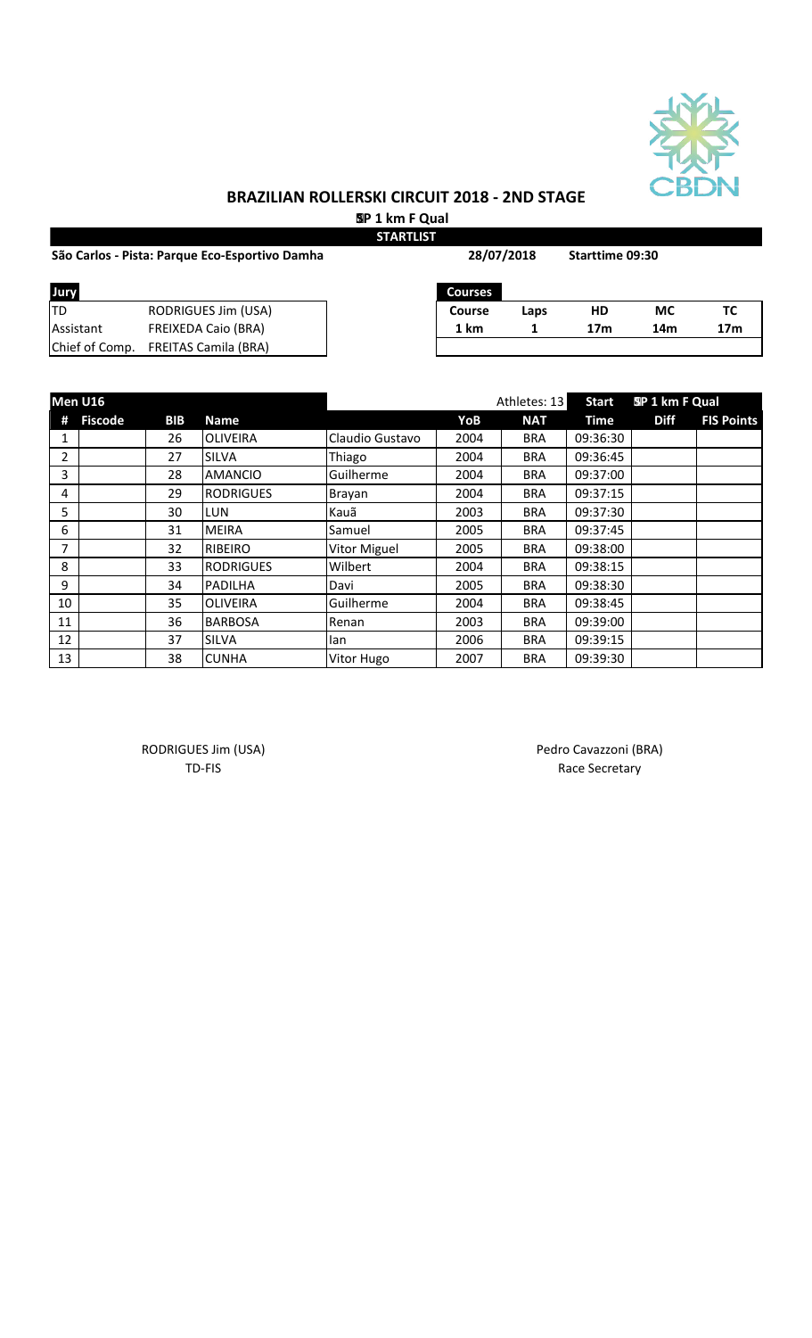# BRAZILIAN ROLLERSKI CIRCUIT 2018 - 2ND STAGE

**SP 1 km F Qual**

**STARTLIST**

**São Carlos - Pista: Parque Eco-Esportivo Damha** | **28/07/2018** | **Starttime 09:30**

| Jury | |
|---|---|
| TD | RODRIGUES Jim (USA) |
| Assistant | FREIXEDA Caio (BRA) |
| Chief of Comp. | FREITAS Camila (BRA) |

| Courses | | | | |
|---|---|---|---|---|
| **Course** | **Laps** | **HD** | **MC** | **TC** |
| **1 km** | **1** | **17m** | **14m** | **17m** |

| Men U16 | | | | | | Athletes: 13 | Start | SP 1 km F Qual | |
|---|---|---|---|---|---|---|---|---|---|
| **#** | **Fiscode** | **BIB** | **Name** | | **YoB** | **NAT** | **Time** | **Diff** | **FIS Points** |
| 1 | | 26 | OLIVEIRA | Claudio Gustavo | 2004 | BRA | 09:36:30 | | |
| 2 | | 27 | SILVA | Thiago | 2004 | BRA | 09:36:45 | | |
| 3 | | 28 | AMANCIO | Guilherme | 2004 | BRA | 09:37:00 | | |
| 4 | | 29 | RODRIGUES | Brayan | 2004 | BRA | 09:37:15 | | |
| 5 | | 30 | LUN | Kauã | 2003 | BRA | 09:37:30 | | |
| 6 | | 31 | MEIRA | Samuel | 2005 | BRA | 09:37:45 | | |
| 7 | | 32 | RIBEIRO | Vitor Miguel | 2005 | BRA | 09:38:00 | | |
| 8 | | 33 | RODRIGUES | Wilbert | 2004 | BRA | 09:38:15 | | |
| 9 | | 34 | PADILHA | Davi | 2005 | BRA | 09:38:30 | | |
| 10 | | 35 | OLIVEIRA | Guilherme | 2004 | BRA | 09:38:45 | | |
| 11 | | 36 | BARBOSA | Renan | 2003 | BRA | 09:39:00 | | |
| 12 | | 37 | SILVA | Ian | 2006 | BRA | 09:39:15 | | |
| 13 | | 38 | CUNHA | Vitor Hugo | 2007 | BRA | 09:39:30 | | |

RODRIGUES Jim (USA)
TD-FIS

Pedro Cavazzoni (BRA)
Race Secretary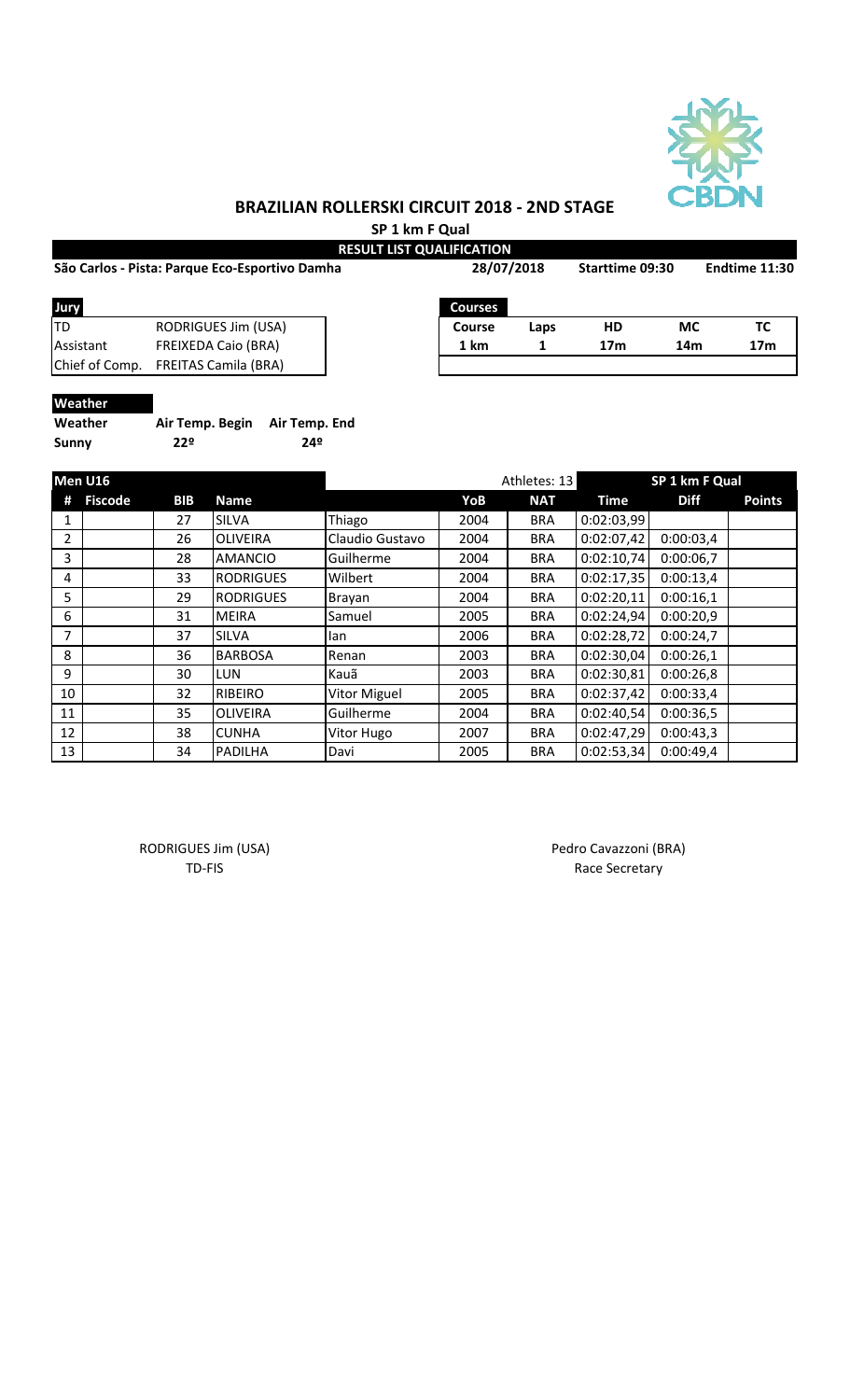# BRAZILIAN ROLLERSKI CIRCUIT 2018 - 2ND STAGE

**SP 1 km F Qual**

**RESULT LIST QUALIFICATION**

**São Carlos - Pista: Parque Eco-Esportivo Damha** | **28/07/2018** | **Starttime 09:30** | **Endtime 11:30**

| Jury | |
|---|---|
| TD | RODRIGUES Jim (USA) |
| Assistant | FREIXEDA Caio (BRA) |
| Chief of Comp. | FREITAS Camila (BRA) |

| Courses | | | | |
|---|---|---|---|---|
| **Course** | **Laps** | **HD** | **MC** | **TC** |
| **1 km** | **1** | **17m** | **14m** | **17m** |

**Weather**

| Weather | Air Temp. Begin | Air Temp. End |
|---|---|---|
| **Sunny** | **22º** | **24º** |

| Men U16 | | | | | | Athletes: 13 | SP 1 km F Qual | | |
|---|---|---|---|---|---|---|---|---|---|
| # | Fiscode | BIB | Name | | YoB | NAT | Time | Diff | Points |
| 1 | | 27 | SILVA | Thiago | 2004 | BRA | 0:02:03,99 | | |
| 2 | | 26 | OLIVEIRA | Claudio Gustavo | 2004 | BRA | 0:02:07,42 | 0:00:03,4 | |
| 3 | | 28 | AMANCIO | Guilherme | 2004 | BRA | 0:02:10,74 | 0:00:06,7 | |
| 4 | | 33 | RODRIGUES | Wilbert | 2004 | BRA | 0:02:17,35 | 0:00:13,4 | |
| 5 | | 29 | RODRIGUES | Brayan | 2004 | BRA | 0:02:20,11 | 0:00:16,1 | |
| 6 | | 31 | MEIRA | Samuel | 2005 | BRA | 0:02:24,94 | 0:00:20,9 | |
| 7 | | 37 | SILVA | Ian | 2006 | BRA | 0:02:28,72 | 0:00:24,7 | |
| 8 | | 36 | BARBOSA | Renan | 2003 | BRA | 0:02:30,04 | 0:00:26,1 | |
| 9 | | 30 | LUN | Kauã | 2003 | BRA | 0:02:30,81 | 0:00:26,8 | |
| 10 | | 32 | RIBEIRO | Vitor Miguel | 2005 | BRA | 0:02:37,42 | 0:00:33,4 | |
| 11 | | 35 | OLIVEIRA | Guilherme | 2004 | BRA | 0:02:40,54 | 0:00:36,5 | |
| 12 | | 38 | CUNHA | Vitor Hugo | 2007 | BRA | 0:02:47,29 | 0:00:43,3 | |
| 13 | | 34 | PADILHA | Davi | 2005 | BRA | 0:02:53,34 | 0:00:49,4 | |

RODRIGUES Jim (USA)
TD-FIS

Pedro Cavazzoni (BRA)
Race Secretary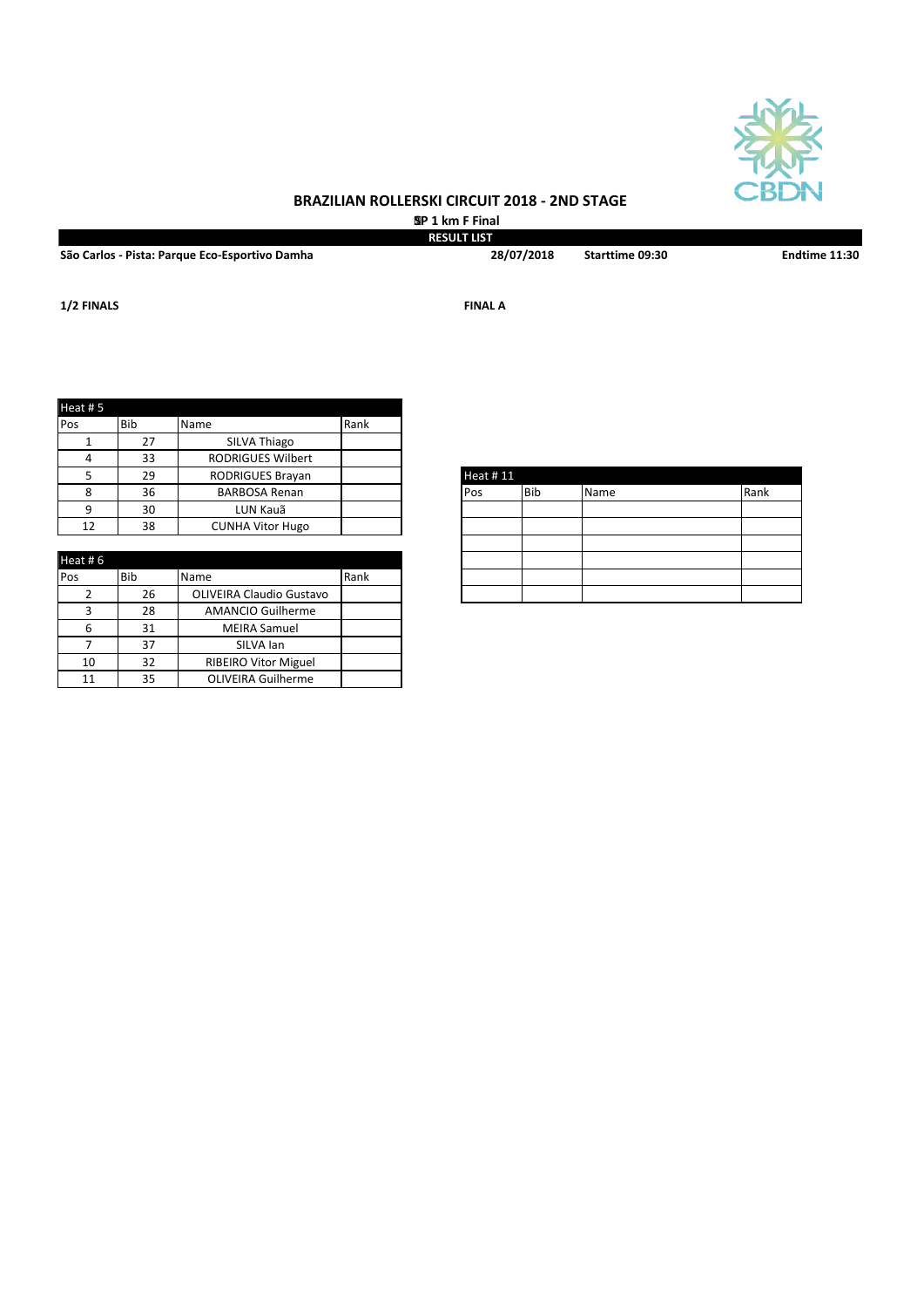# BRAZILIAN ROLLERSKI CIRCUIT 2018 - 2ND STAGE

**SP 1 km F Final**

**RESULT LIST**

**São Carlos - Pista: Parque Eco-Esportivo Damha** **28/07/2018** **Starttime 09:30** **Endtime 11:30**

**1/2 FINALS**

| Heat # 5 | | | |
|---|---|---|---|
| Pos | Bib | Name | Rank |
| 1 | 27 | SILVA Thiago | |
| 4 | 33 | RODRIGUES Wilbert | |
| 5 | 29 | RODRIGUES Brayan | |
| 8 | 36 | BARBOSA Renan | |
| 9 | 30 | LUN Kauã | |
| 12 | 38 | CUNHA Vitor Hugo | |

| Heat # 6 | | | |
|---|---|---|---|
| Pos | Bib | Name | Rank |
| 2 | 26 | OLIVEIRA Claudio Gustavo | |
| 3 | 28 | AMANCIO Guilherme | |
| 6 | 31 | MEIRA Samuel | |
| 7 | 37 | SILVA Ian | |
| 10 | 32 | RIBEIRO Vitor Miguel | |
| 11 | 35 | OLIVEIRA Guilherme | |

**FINAL A**

| Heat # 11 | | | |
|---|---|---|---|
| Pos | Bib | Name | Rank |
| | | | |
| | | | |
| | | | |
| | | | |
| | | | |
| | | | |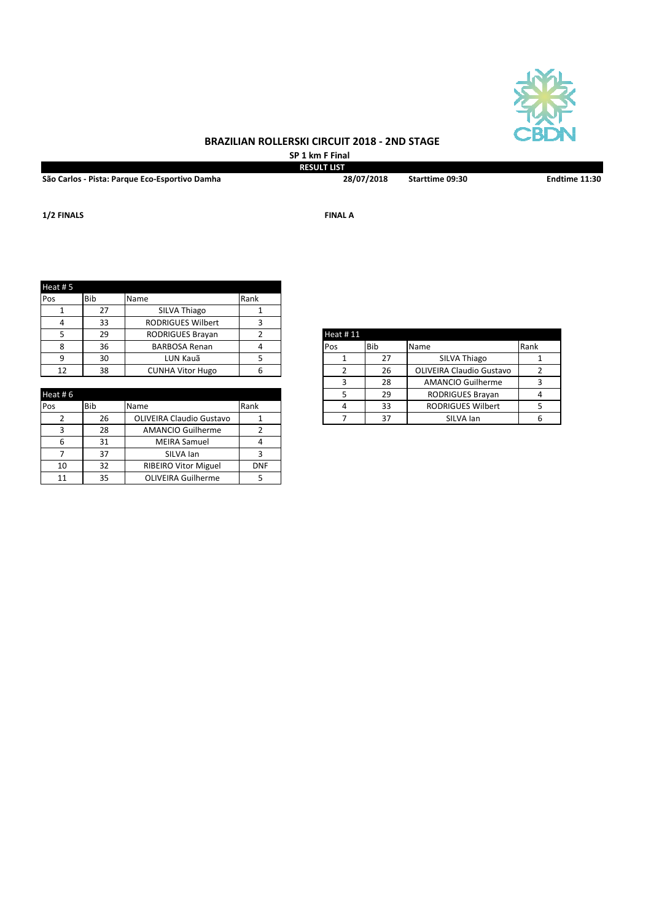# BRAZILIAN ROLLERSKI CIRCUIT 2018 - 2ND STAGE

**SP 1 km F Final**

**RESULT LIST**

**São Carlos - Pista: Parque Eco-Esportivo Damha** **28/07/2018** **Starttime 09:30** **Endtime 11:30**

## 1/2 FINALS

**Heat # 5**

| Pos | Bib | Name | Rank |
|---|---|---|---|
| 1 | 27 | SILVA Thiago | 1 |
| 4 | 33 | RODRIGUES Wilbert | 3 |
| 5 | 29 | RODRIGUES Brayan | 2 |
| 8 | 36 | BARBOSA Renan | 4 |
| 9 | 30 | LUN Kauã | 5 |
| 12 | 38 | CUNHA Vitor Hugo | 6 |

**Heat # 6**

| Pos | Bib | Name | Rank |
|---|---|---|---|
| 2 | 26 | OLIVEIRA Claudio Gustavo | 1 |
| 3 | 28 | AMANCIO Guilherme | 2 |
| 6 | 31 | MEIRA Samuel | 4 |
| 7 | 37 | SILVA Ian | 3 |
| 10 | 32 | RIBEIRO Vitor Miguel | DNF |
| 11 | 35 | OLIVEIRA Guilherme | 5 |

## FINAL A

**Heat # 11**

| Pos | Bib | Name | Rank |
|---|---|---|---|
| 1 | 27 | SILVA Thiago | 1 |
| 2 | 26 | OLIVEIRA Claudio Gustavo | 2 |
| 3 | 28 | AMANCIO Guilherme | 3 |
| 5 | 29 | RODRIGUES Brayan | 4 |
| 4 | 33 | RODRIGUES Wilbert | 5 |
| 7 | 37 | SILVA Ian | 6 |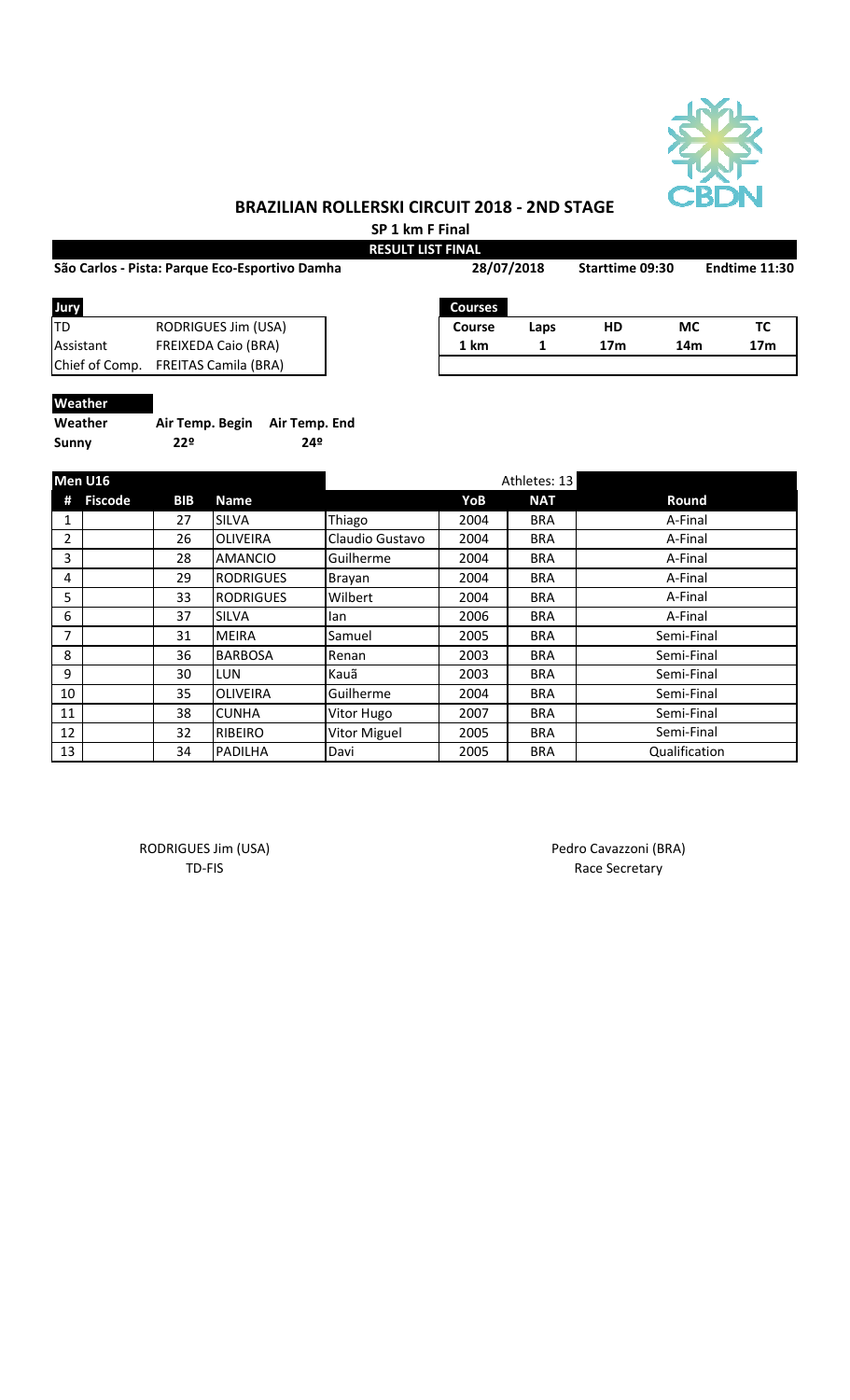## BRAZILIAN ROLLERSKI CIRCUIT 2018 - 2ND STAGE

**SP 1 km F Final**

**RESULT LIST FINAL**

**São Carlos - Pista: Parque Eco-Esportivo Damha** | **28/07/2018** | **Starttime 09:30** | **Endtime 11:30**

| Jury | | |
|---|---|---|
| TD | RODRIGUES Jim (USA) | |
| Assistant | FREIXEDA Caio (BRA) | |
| Chief of Comp. | FREITAS Camila (BRA) | |

| Courses | | | | |
|---|---|---|---|---|
| **Course** | **Laps** | **HD** | **MC** | **TC** |
| **1 km** | **1** | **17m** | **14m** | **17m** |

**Weather**

| Weather | Air Temp. Begin | Air Temp. End |
|---|---|---|
| Sunny | 22º | 24º |

**Men U16** — Athletes: 13

| # | Fiscode | BIB | Name | | YoB | NAT | Round |
|---|---|---|---|---|---|---|---|
| 1 | | 27 | SILVA | Thiago | 2004 | BRA | A-Final |
| 2 | | 26 | OLIVEIRA | Claudio Gustavo | 2004 | BRA | A-Final |
| 3 | | 28 | AMANCIO | Guilherme | 2004 | BRA | A-Final |
| 4 | | 29 | RODRIGUES | Brayan | 2004 | BRA | A-Final |
| 5 | | 33 | RODRIGUES | Wilbert | 2004 | BRA | A-Final |
| 6 | | 37 | SILVA | Ian | 2006 | BRA | A-Final |
| 7 | | 31 | MEIRA | Samuel | 2005 | BRA | Semi-Final |
| 8 | | 36 | BARBOSA | Renan | 2003 | BRA | Semi-Final |
| 9 | | 30 | LUN | Kauã | 2003 | BRA | Semi-Final |
| 10 | | 35 | OLIVEIRA | Guilherme | 2004 | BRA | Semi-Final |
| 11 | | 38 | CUNHA | Vitor Hugo | 2007 | BRA | Semi-Final |
| 12 | | 32 | RIBEIRO | Vitor Miguel | 2005 | BRA | Semi-Final |
| 13 | | 34 | PADILHA | Davi | 2005 | BRA | Qualification |

RODRIGUES Jim (USA)
TD-FIS

Pedro Cavazzoni (BRA)
Race Secretary